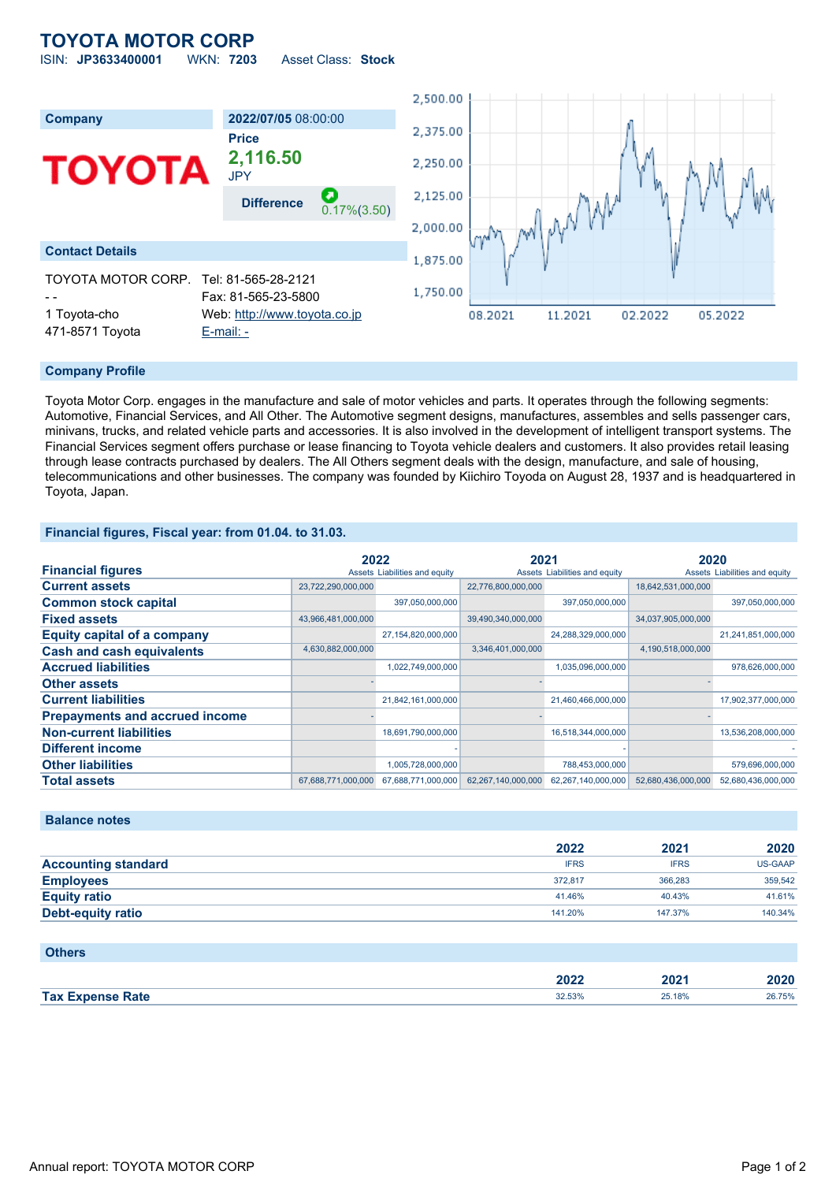# TOYOTA MOTOR CORP

ISIN: **JP3633400001** WKN: **7203** Asset Class: **Stock**

| Company | 2022/07/05 08:00:00 |
|---|---|
| TOYOTA | Price **2,116.50** JPY |
| | Difference 0.17%(3.50) |

## Contact Details

TOYOTA MOTOR CORP.
- -
1 Toyota-cho
471-8571 Toyota

Tel: 81-565-28-2121
Fax: 81-565-23-5800
Web: http://www.toyota.co.jp
E-mail: -

## Company Profile

Toyota Motor Corp. engages in the manufacture and sale of motor vehicles and parts. It operates through the following segments: Automotive, Financial Services, and All Other. The Automotive segment designs, manufactures, assembles and sells passenger cars, minivans, trucks, and related vehicle parts and accessories. It is also involved in the development of intelligent transport systems. The Financial Services segment offers purchase or lease financing to Toyota vehicle dealers and customers. It also provides retail leasing through lease contracts purchased by dealers. The All Others segment deals with the design, manufacture, and sale of housing, telecommunications and other businesses. The company was founded by Kiichiro Toyoda on August 28, 1937 and is headquartered in Toyota, Japan.

## Financial figures, Fiscal year: from 01.04. to 31.03.

| Financial figures | 2022 | | 2021 | | 2020 | |
|---|---|---|---|---|---|---|
| | Assets | Liabilities and equity | Assets | Liabilities and equity | Assets | Liabilities and equity |
| **Current assets** | 23,722,290,000,000 | | 22,776,800,000,000 | | 18,642,531,000,000 | |
| **Common stock capital** | | 397,050,000,000 | | 397,050,000,000 | | 397,050,000,000 |
| **Fixed assets** | 43,966,481,000,000 | | 39,490,340,000,000 | | 34,037,905,000,000 | |
| **Equity capital of a company** | | 27,154,820,000,000 | | 24,288,329,000,000 | | 21,241,851,000,000 |
| **Cash and cash equivalents** | 4,630,882,000,000 | | 3,346,401,000,000 | | 4,190,518,000,000 | |
| **Accrued liabilities** | | 1,022,749,000,000 | | 1,035,096,000,000 | | 978,626,000,000 |
| **Other assets** | - | | - | | - | |
| **Current liabilities** | | 21,842,161,000,000 | | 21,460,466,000,000 | | 17,902,377,000,000 |
| **Prepayments and accrued income** | - | | - | | - | |
| **Non-current liabilities** | | 18,691,790,000,000 | | 16,518,344,000,000 | | 13,536,208,000,000 |
| **Different income** | | - | | - | | - |
| **Other liabilities** | | 1,005,728,000,000 | | 788,453,000,000 | | 579,696,000,000 |
| **Total assets** | 67,688,771,000,000 | 67,688,771,000,000 | 62,267,140,000,000 | 62,267,140,000,000 | 52,680,436,000,000 | 52,680,436,000,000 |

## Balance notes

| | 2022 | 2021 | 2020 |
|---|---|---|---|
| **Accounting standard** | IFRS | IFRS | US-GAAP |
| **Employees** | 372,817 | 366,283 | 359,542 |
| **Equity ratio** | 41.46% | 40.43% | 41.61% |
| **Debt-equity ratio** | 141.20% | 147.37% | 140.34% |

## Others

| | 2022 | 2021 | 2020 |
|---|---|---|---|
| **Tax Expense Rate** | 32.53% | 25.18% | 26.75% |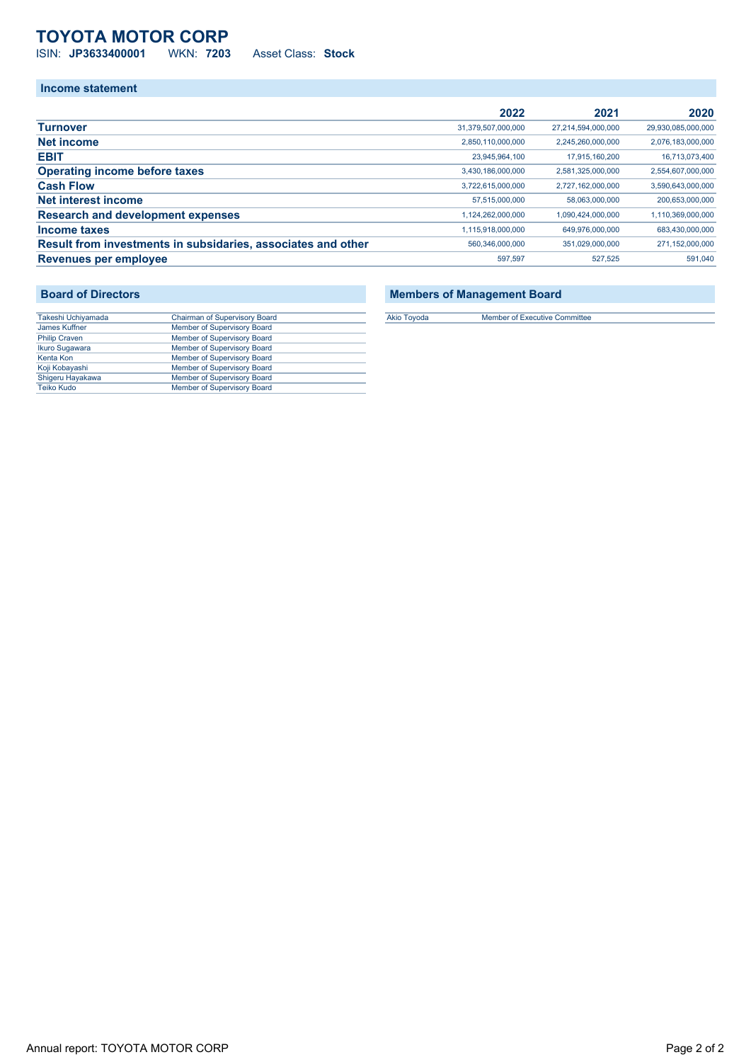# TOYOTA MOTOR CORP

ISIN: **JP3633400001** WKN: **7203** Asset Class: **Stock**

## Income statement

| | 2022 | 2021 | 2020 |
|---|---|---|---|
| **Turnover** | 31,379,507,000,000 | 27,214,594,000,000 | 29,930,085,000,000 |
| **Net income** | 2,850,110,000,000 | 2,245,260,000,000 | 2,076,183,000,000 |
| **EBIT** | 23,945,964,100 | 17,915,160,200 | 16,713,073,400 |
| **Operating income before taxes** | 3,430,186,000,000 | 2,581,325,000,000 | 2,554,607,000,000 |
| **Cash Flow** | 3,722,615,000,000 | 2,727,162,000,000 | 3,590,643,000,000 |
| **Net interest income** | 57,515,000,000 | 58,063,000,000 | 200,653,000,000 |
| **Research and development expenses** | 1,124,262,000,000 | 1,090,424,000,000 | 1,110,369,000,000 |
| **Income taxes** | 1,115,918,000,000 | 649,976,000,000 | 683,430,000,000 |
| **Result from investments in subsidaries, associates and other** | 560,346,000,000 | 351,029,000,000 | 271,152,000,000 |
| **Revenues per employee** | 597,597 | 527,525 | 591,040 |

## Board of Directors

| | |
|---|---|
| Takeshi Uchiyamada | Chairman of Supervisory Board |
| James Kuffner | Member of Supervisory Board |
| Philip Craven | Member of Supervisory Board |
| Ikuro Sugawara | Member of Supervisory Board |
| Kenta Kon | Member of Supervisory Board |
| Koji Kobayashi | Member of Supervisory Board |
| Shigeru Hayakawa | Member of Supervisory Board |
| Teiko Kudo | Member of Supervisory Board |

## Members of Management Board

| | |
|---|---|
| Akio Toyoda | Member of Executive Committee |

Annual report: TOYOTA MOTOR CORP